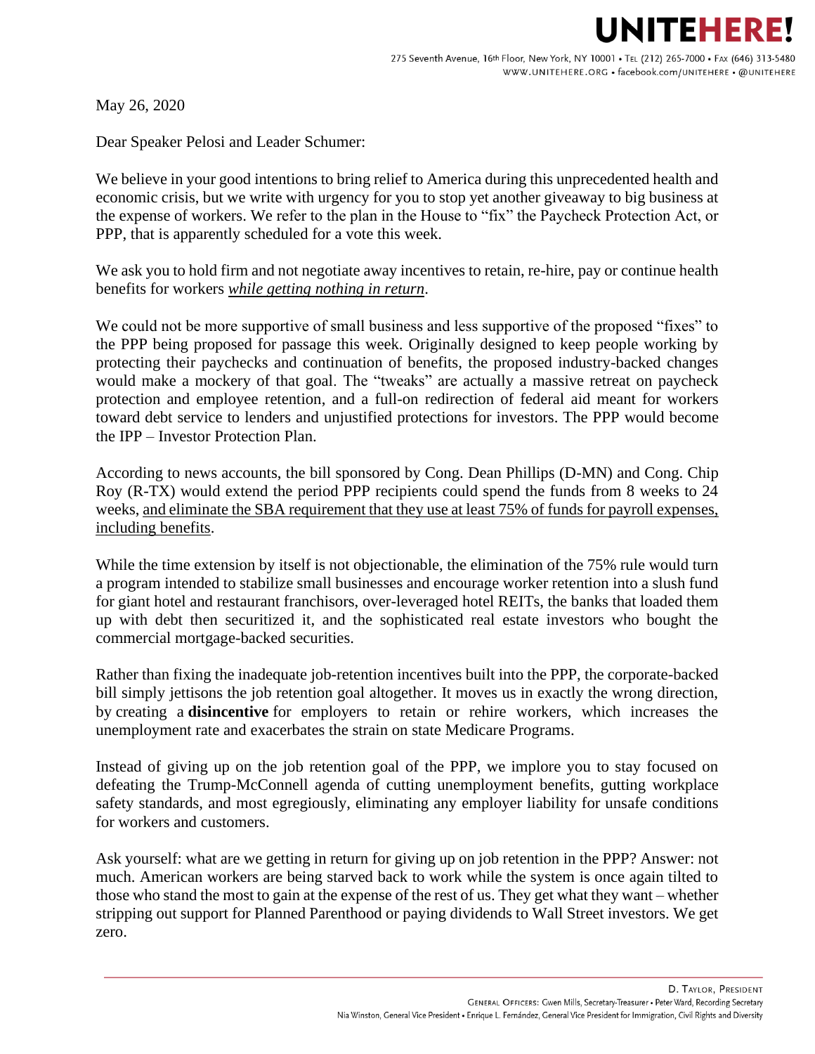# UNITEHERE!

275 Seventh Avenue, 16th Floor, New York, NY 10001 • Tel (212) 265-7000 • Fax (646) 313-5480
WWW.UNITEHERE.ORG • facebook.com/UNITEHERE • @UNITEHERE

May 26, 2020

Dear Speaker Pelosi and Leader Schumer:

We believe in your good intentions to bring relief to America during this unprecedented health and economic crisis, but we write with urgency for you to stop yet another giveaway to big business at the expense of workers. We refer to the plan in the House to "fix" the Paycheck Protection Act, or PPP, that is apparently scheduled for a vote this week.

We ask you to hold firm and not negotiate away incentives to retain, re-hire, pay or continue health benefits for workers <u>*while getting nothing in return*</u>.

We could not be more supportive of small business and less supportive of the proposed "fixes" to the PPP being proposed for passage this week. Originally designed to keep people working by protecting their paychecks and continuation of benefits, the proposed industry-backed changes would make a mockery of that goal. The "tweaks" are actually a massive retreat on paycheck protection and employee retention, and a full-on redirection of federal aid meant for workers toward debt service to lenders and unjustified protections for investors. The PPP would become the IPP – Investor Protection Plan.

According to news accounts, the bill sponsored by Cong. Dean Phillips (D-MN) and Cong. Chip Roy (R-TX) would extend the period PPP recipients could spend the funds from 8 weeks to 24 weeks, <u>and eliminate the SBA requirement that they use at least 75% of funds for payroll expenses, including benefits</u>.

While the time extension by itself is not objectionable, the elimination of the 75% rule would turn a program intended to stabilize small businesses and encourage worker retention into a slush fund for giant hotel and restaurant franchisors, over-leveraged hotel REITs, the banks that loaded them up with debt then securitized it, and the sophisticated real estate investors who bought the commercial mortgage-backed securities.

Rather than fixing the inadequate job-retention incentives built into the PPP, the corporate-backed bill simply jettisons the job retention goal altogether. It moves us in exactly the wrong direction, by creating a **disincentive** for employers to retain or rehire workers, which increases the unemployment rate and exacerbates the strain on state Medicare Programs.

Instead of giving up on the job retention goal of the PPP, we implore you to stay focused on defeating the Trump-McConnell agenda of cutting unemployment benefits, gutting workplace safety standards, and most egregiously, eliminating any employer liability for unsafe conditions for workers and customers.

Ask yourself: what are we getting in return for giving up on job retention in the PPP? Answer: not much. American workers are being starved back to work while the system is once again tilted to those who stand the most to gain at the expense of the rest of us. They get what they want – whether stripping out support for Planned Parenthood or paying dividends to Wall Street investors. We get zero.

D. Taylor, President
General Officers: Gwen Mills, Secretary-Treasurer • Peter Ward, Recording Secretary
Nia Winston, General Vice President • Enrique L. Fernández, General Vice President for Immigration, Civil Rights and Diversity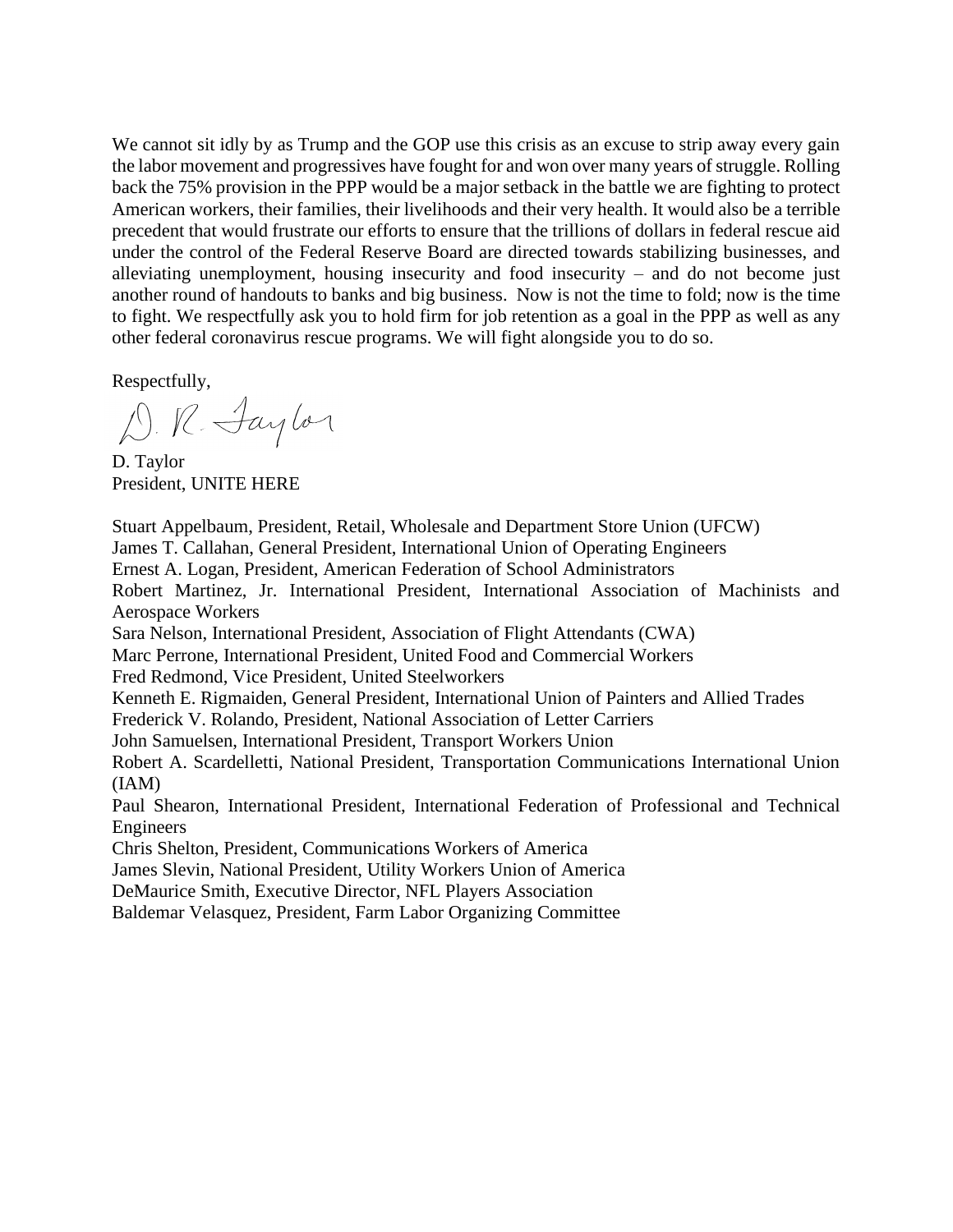We cannot sit idly by as Trump and the GOP use this crisis as an excuse to strip away every gain the labor movement and progressives have fought for and won over many years of struggle. Rolling back the 75% provision in the PPP would be a major setback in the battle we are fighting to protect American workers, their families, their livelihoods and their very health. It would also be a terrible precedent that would frustrate our efforts to ensure that the trillions of dollars in federal rescue aid under the control of the Federal Reserve Board are directed towards stabilizing businesses, and alleviating unemployment, housing insecurity and food insecurity – and do not become just another round of handouts to banks and big business. Now is not the time to fold; now is the time to fight. We respectfully ask you to hold firm for job retention as a goal in the PPP as well as any other federal coronavirus rescue programs. We will fight alongside you to do so.

Respectfully,

D. Taylor
President, UNITE HERE

Stuart Appelbaum, President, Retail, Wholesale and Department Store Union (UFCW)
James T. Callahan, General President, International Union of Operating Engineers
Ernest A. Logan, President, American Federation of School Administrators
Robert Martinez, Jr. International President, International Association of Machinists and Aerospace Workers
Sara Nelson, International President, Association of Flight Attendants (CWA)
Marc Perrone, International President, United Food and Commercial Workers
Fred Redmond, Vice President, United Steelworkers
Kenneth E. Rigmaiden, General President, International Union of Painters and Allied Trades
Frederick V. Rolando, President, National Association of Letter Carriers
John Samuelsen, International President, Transport Workers Union
Robert A. Scardelletti, National President, Transportation Communications International Union (IAM)
Paul Shearon, International President, International Federation of Professional and Technical Engineers
Chris Shelton, President, Communications Workers of America
James Slevin, National President, Utility Workers Union of America
DeMaurice Smith, Executive Director, NFL Players Association
Baldemar Velasquez, President, Farm Labor Organizing Committee